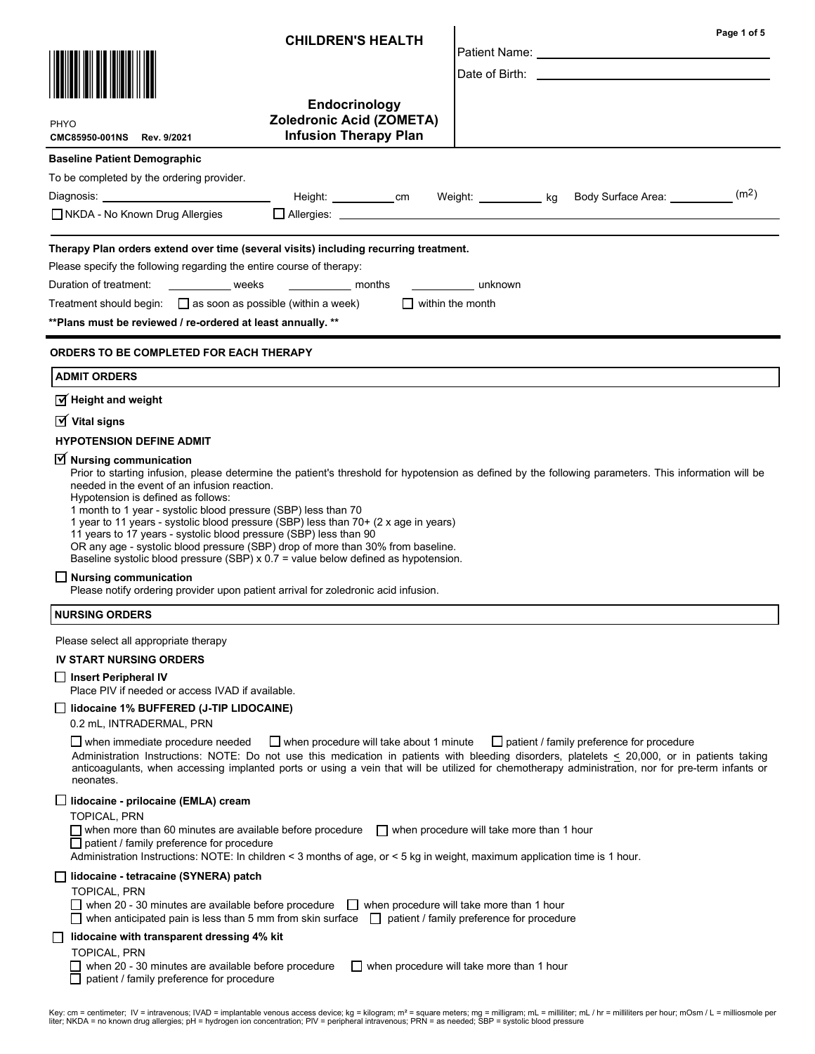**CHILDREN'S HEALTH**

PHYO
**CMC85950-001NS Rev. 9/2021**

# Endocrinology
# Zoledronic Acid (ZOMETA)
# Infusion Therapy Plan

Patient Name: \_\_\_\_\_\_\_\_\_\_\_\_\_\_\_\_\_\_\_\_\_\_\_\_\_\_\_\_\_\_

Date of Birth: \_\_\_\_\_\_\_\_\_\_\_\_\_\_\_\_\_\_\_\_\_\_\_\_\_\_\_\_\_\_

**Baseline Patient Demographic**

To be completed by the ordering provider.

Diagnosis: \_\_\_\_\_\_\_\_\_\_\_\_\_\_\_\_\_\_\_\_ Height: \_\_\_\_\_\_\_\_\_\_ cm Weight: \_\_\_\_\_\_\_\_\_\_ kg Body Surface Area: \_\_\_\_\_\_\_\_\_\_ ($m^2$)

☐ NKDA - No Known Drug Allergies ☐ Allergies: \_\_\_\_\_\_\_\_\_\_\_\_\_\_\_\_\_\_\_\_\_\_\_\_\_\_\_\_\_\_

**Therapy Plan orders extend over time (several visits) including recurring treatment.**

Please specify the following regarding the entire course of therapy:

Duration of treatment: \_\_\_\_\_\_\_\_\_\_ weeks \_\_\_\_\_\_\_\_\_\_ months \_\_\_\_\_\_\_\_\_\_ unknown

Treatment should begin: ☐ as soon as possible (within a week) ☐ within the month

**\*\*Plans must be reviewed / re-ordered at least annually. \*\***

## ORDERS TO BE COMPLETED FOR EACH THERAPY

### ADMIT ORDERS

☑ **Height and weight**

☑ **Vital signs**

**HYPOTENSION DEFINE ADMIT**

☑ **Nursing communication**

Prior to starting infusion, please determine the patient's threshold for hypotension as defined by the following parameters. This information will be needed in the event of an infusion reaction.
Hypotension is defined as follows:
1 month to 1 year - systolic blood pressure (SBP) less than 70
1 year to 11 years - systolic blood pressure (SBP) less than 70+ (2 x age in years)
11 years to 17 years - systolic blood pressure (SBP) less than 90
OR any age - systolic blood pressure (SBP) drop of more than 30% from baseline.
Baseline systolic blood pressure (SBP) x 0.7 = value below defined as hypotension.

☐ **Nursing communication**

Please notify ordering provider upon patient arrival for zoledronic acid infusion.

### NURSING ORDERS

Please select all appropriate therapy

**IV START NURSING ORDERS**

☐ **Insert Peripheral IV**

Place PIV if needed or access IVAD if available.

☐ **lidocaine 1% BUFFERED (J-TIP LIDOCAINE)**

0.2 mL, INTRADERMAL, PRN

☐ when immediate procedure needed ☐ when procedure will take about 1 minute ☐ patient / family preference for procedure

Administration Instructions: NOTE: Do not use this medication in patients with bleeding disorders, platelets ≤ 20,000, or in patients taking anticoagulants, when accessing implanted ports or using a vein that will be utilized for chemotherapy administration, nor for pre-term infants or neonates.

☐ **lidocaine - prilocaine (EMLA) cream**

TOPICAL, PRN

☐ when more than 60 minutes are available before procedure ☐ when procedure will take more than 1 hour
☐ patient / family preference for procedure

Administration Instructions: NOTE: In children < 3 months of age, or < 5 kg in weight, maximum application time is 1 hour.

☐ **lidocaine - tetracaine (SYNERA) patch**

TOPICAL, PRN

☐ when 20 - 30 minutes are available before procedure ☐ when procedure will take more than 1 hour
☐ when anticipated pain is less than 5 mm from skin surface ☐ patient / family preference for procedure

☐ **lidocaine with transparent dressing 4% kit**

TOPICAL, PRN

☐ when 20 - 30 minutes are available before procedure ☐ when procedure will take more than 1 hour
☐ patient / family preference for procedure

Key: cm = centimeter; IV = intravenous; IVAD = implantable venous access device; kg = kilogram; m² = square meters; mg = milligram; mL = milliliter; mL / hr = milliliters per hour; mOsm / L = milliosmole per liter; NKDA = no known drug allergies; pH = hydrogen ion concentration; PIV = peripheral intravenous; PRN = as needed; SBP = systolic blood pressure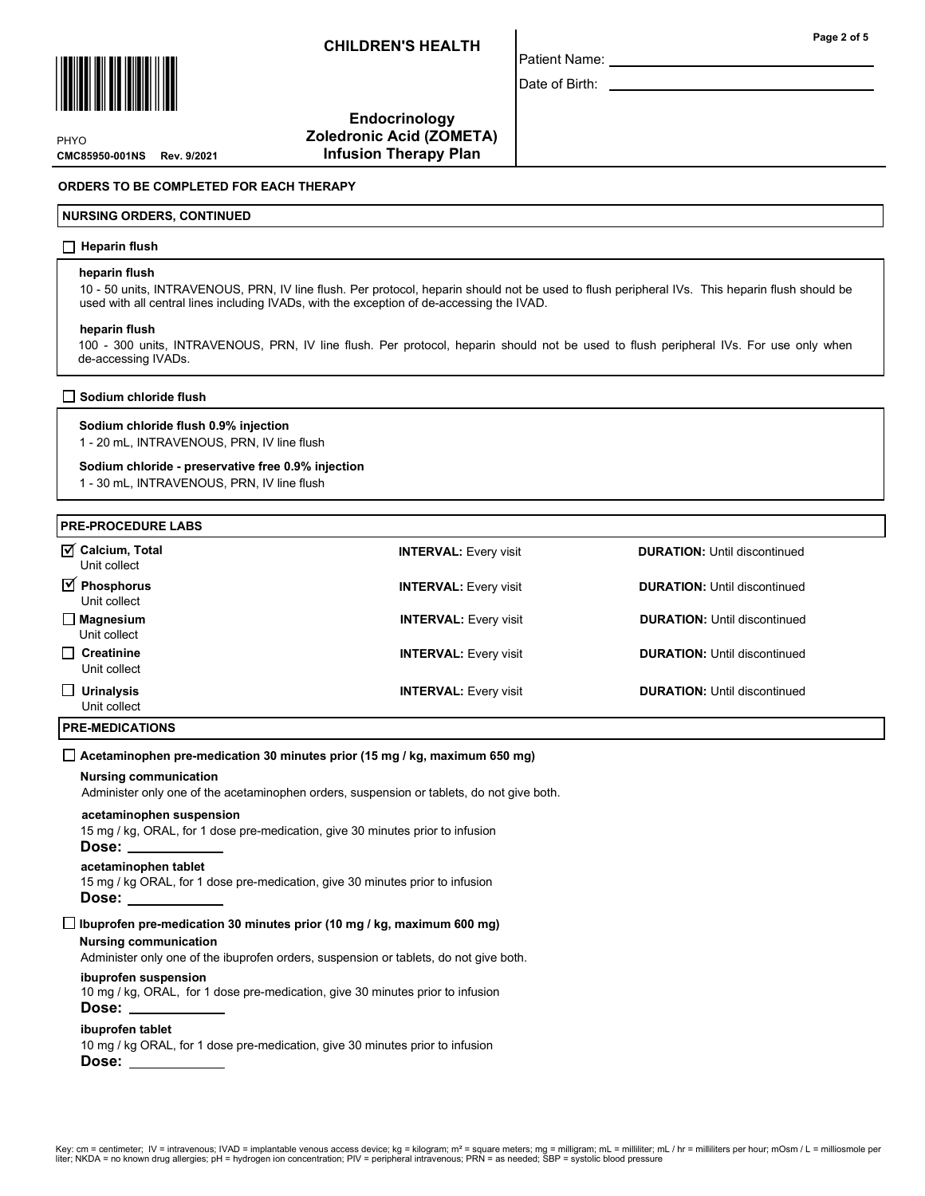Patient Name: ______________________

Date of Birth: ______________________

PHYO
CMC85950-001NS Rev. 9/2021

**CHILDREN'S HEALTH**

**Endocrinology**
**Zoledronic Acid (ZOMETA)**
**Infusion Therapy Plan**

## ORDERS TO BE COMPLETED FOR EACH THERAPY

### NURSING ORDERS, CONTINUED

☐ **Heparin flush**

**heparin flush**
10 - 50 units, INTRAVENOUS, PRN, IV line flush. Per protocol, heparin should not be used to flush peripheral IVs. This heparin flush should be used with all central lines including IVADs, with the exception of de-accessing the IVAD.

**heparin flush**
100 - 300 units, INTRAVENOUS, PRN, IV line flush. Per protocol, heparin should not be used to flush peripheral IVs. For use only when de-accessing IVADs.

☐ **Sodium chloride flush**

**Sodium chloride flush 0.9% injection**
1 - 20 mL, INTRAVENOUS, PRN, IV line flush

**Sodium chloride - preservative free 0.9% injection**
1 - 30 mL, INTRAVENOUS, PRN, IV line flush

### PRE-PROCEDURE LABS

| Lab | Interval | Duration |
|---|---|---|
| ☑ **Calcium, Total** Unit collect | **INTERVAL:** Every visit | **DURATION:** Until discontinued |
| ☑ **Phosphorus** Unit collect | **INTERVAL:** Every visit | **DURATION:** Until discontinued |
| ☐ **Magnesium** Unit collect | **INTERVAL:** Every visit | **DURATION:** Until discontinued |
| ☐ **Creatinine** Unit collect | **INTERVAL:** Every visit | **DURATION:** Until discontinued |
| ☐ **Urinalysis** Unit collect | **INTERVAL:** Every visit | **DURATION:** Until discontinued |

### PRE-MEDICATIONS

☐ **Acetaminophen pre-medication 30 minutes prior (15 mg / kg, maximum 650 mg)**

**Nursing communication**
Administer only one of the acetaminophen orders, suspension or tablets, do not give both.

**acetaminophen suspension**
15 mg / kg, ORAL, for 1 dose pre-medication, give 30 minutes prior to infusion
**Dose:** ____________

**acetaminophen tablet**
15 mg / kg ORAL, for 1 dose pre-medication, give 30 minutes prior to infusion
**Dose:** ____________

☐ **Ibuprofen pre-medication 30 minutes prior (10 mg / kg, maximum 600 mg)**

**Nursing communication**
Administer only one of the ibuprofen orders, suspension or tablets, do not give both.

**ibuprofen suspension**
10 mg / kg, ORAL, for 1 dose pre-medication, give 30 minutes prior to infusion
**Dose:** ____________

**ibuprofen tablet**
10 mg / kg ORAL, for 1 dose pre-medication, give 30 minutes prior to infusion
**Dose:** ____________

Key: cm = centimeter; IV = intravenous; IVAD = implantable venous access device; kg = kilogram; m² = square meters; mg = milligram; mL = milliliter; mL / hr = milliliters per hour; mOsm / L = milliosmole per liter; NKDA = no known drug allergies; pH = hydrogen ion concentration; PIV = peripheral intravenous; PRN = as needed; SBP = systolic blood pressure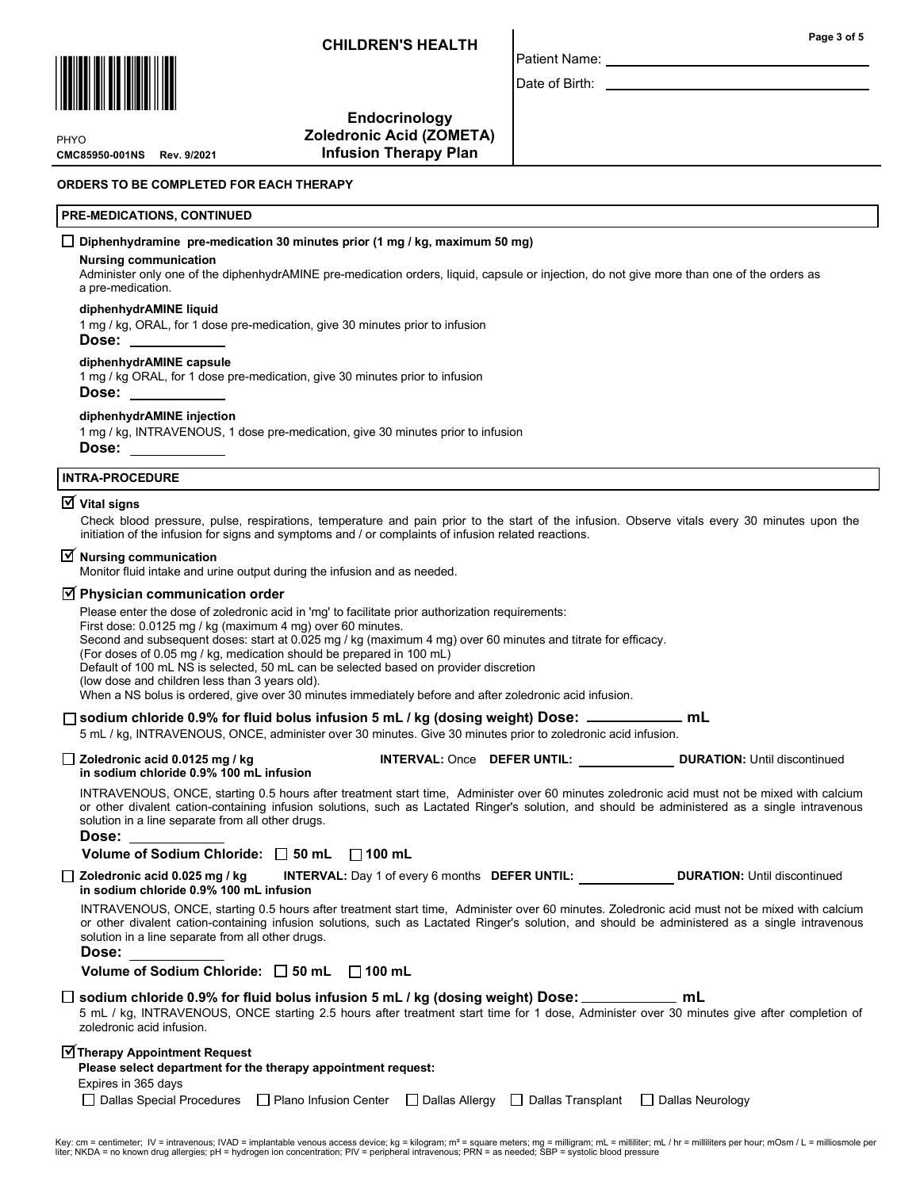CHILDREN'S HEALTH

Patient Name: ______________________

Date of Birth: ______________________

PHYO
CMC85950-001NS Rev. 9/2021

# Endocrinology
# Zoledronic Acid (ZOMETA)
# Infusion Therapy Plan

**ORDERS TO BE COMPLETED FOR EACH THERAPY**

## PRE-MEDICATIONS, CONTINUED

☐ **Diphenhydramine pre-medication 30 minutes prior (1 mg / kg, maximum 50 mg)**

**Nursing communication**
Administer only one of the diphenhydrAMINE pre-medication orders, liquid, capsule or injection, do not give more than one of the orders as a pre-medication.

**diphenhydrAMINE liquid**
1 mg / kg, ORAL, for 1 dose pre-medication, give 30 minutes prior to infusion
**Dose:** ____________

**diphenhydrAMINE capsule**
1 mg / kg ORAL, for 1 dose pre-medication, give 30 minutes prior to infusion
**Dose:** ____________

**diphenhydrAMINE injection**
1 mg / kg, INTRAVENOUS, 1 dose pre-medication, give 30 minutes prior to infusion
**Dose:** ____________

## INTRA-PROCEDURE

☑ **Vital signs**
Check blood pressure, pulse, respirations, temperature and pain prior to the start of the infusion. Observe vitals every 30 minutes upon the initiation of the infusion for signs and symptoms and / or complaints of infusion related reactions.

☑ **Nursing communication**
Monitor fluid intake and urine output during the infusion and as needed.

☑ **Physician communication order**
Please enter the dose of zoledronic acid in 'mg' to facilitate prior authorization requirements:
First dose: 0.0125 mg / kg (maximum 4 mg) over 60 minutes.
Second and subsequent doses: start at 0.025 mg / kg (maximum 4 mg) over 60 minutes and titrate for efficacy.
(For doses of 0.05 mg / kg, medication should be prepared in 100 mL)
Default of 100 mL NS is selected, 50 mL can be selected based on provider discretion
(low dose and children less than 3 years old).
When a NS bolus is ordered, give over 30 minutes immediately before and after zoledronic acid infusion.

☐ **sodium chloride 0.9% for fluid bolus infusion 5 mL / kg (dosing weight) Dose:** ____________ **mL**
5 mL / kg, INTRAVENOUS, ONCE, administer over 30 minutes. Give 30 minutes prior to zoledronic acid infusion.

☐ **Zoledronic acid 0.0125 mg / kg in sodium chloride 0.9% 100 mL infusion** — **INTERVAL:** Once **DEFER UNTIL:** ____________ **DURATION:** Until discontinued

INTRAVENOUS, ONCE, starting 0.5 hours after treatment start time, Administer over 60 minutes zoledronic acid must not be mixed with calcium or other divalent cation-containing infusion solutions, such as Lactated Ringer's solution, and should be administered as a single intravenous solution in a line separate from all other drugs.
**Dose:** ____________
**Volume of Sodium Chloride:** ☐ 50 mL ☐ 100 mL

☐ **Zoledronic acid 0.025 mg / kg in sodium chloride 0.9% 100 mL infusion** — **INTERVAL:** Day 1 of every 6 months **DEFER UNTIL:** ____________ **DURATION:** Until discontinued

INTRAVENOUS, ONCE, starting 0.5 hours after treatment start time, Administer over 60 minutes. Zoledronic acid must not be mixed with calcium or other divalent cation-containing infusion solutions, such as Lactated Ringer's solution, and should be administered as a single intravenous solution in a line separate from all other drugs.
**Dose:** ____________
**Volume of Sodium Chloride:** ☐ 50 mL ☐ 100 mL

☐ **sodium chloride 0.9% for fluid bolus infusion 5 mL / kg (dosing weight) Dose:** ____________ **mL**
5 mL / kg, INTRAVENOUS, ONCE starting 2.5 hours after treatment start time for 1 dose, Administer over 30 minutes give after completion of zoledronic acid infusion.

☑ **Therapy Appointment Request**
**Please select department for the therapy appointment request:**
Expires in 365 days
☐ Dallas Special Procedures ☐ Plano Infusion Center ☐ Dallas Allergy ☐ Dallas Transplant ☐ Dallas Neurology

Key: cm = centimeter; IV = intravenous; IVAD = implantable venous access device; kg = kilogram; m² = square meters; mg = milligram; mL = milliliter; mL / hr = milliliters per hour; mOsm / L = milliosmole per liter; NKDA = no known drug allergies; pH = hydrogen ion concentration; PIV = peripheral intravenous; PRN = as needed; SBP = systolic blood pressure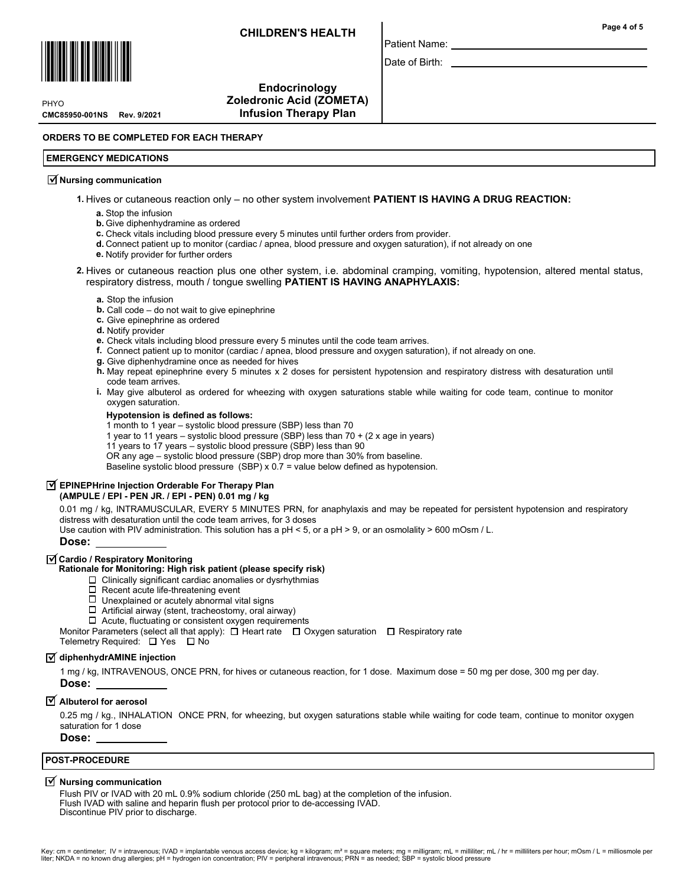**CHILDREN'S HEALTH**

Patient Name: ____________________

Date of Birth: ____________________

PHYO
**CMC85950-001NS Rev. 9/2021**

**Endocrinology**
**Zoledronic Acid (ZOMETA)**
**Infusion Therapy Plan**

## ORDERS TO BE COMPLETED FOR EACH THERAPY

### EMERGENCY MEDICATIONS

☑ **Nursing communication**

1. Hives or cutaneous reaction only – no other system involvement **PATIENT IS HAVING A DRUG REACTION:**
   - a. Stop the infusion
   - b. Give diphenhydramine as ordered
   - c. Check vitals including blood pressure every 5 minutes until further orders from provider.
   - d. Connect patient up to monitor (cardiac / apnea, blood pressure and oxygen saturation), if not already on one
   - e. Notify provider for further orders
2. Hives or cutaneous reaction plus one other system, i.e. abdominal cramping, vomiting, hypotension, altered mental status, respiratory distress, mouth / tongue swelling **PATIENT IS HAVING ANAPHYLAXIS:**
   - a. Stop the infusion
   - b. Call code – do not wait to give epinephrine
   - c. Give epinephrine as ordered
   - d. Notify provider
   - e. Check vitals including blood pressure every 5 minutes until the code team arrives.
   - f. Connect patient up to monitor (cardiac / apnea, blood pressure and oxygen saturation), if not already on one.
   - g. Give diphenhydramine once as needed for hives
   - h. May repeat epinephrine every 5 minutes x 2 doses for persistent hypotension and respiratory distress with desaturation until code team arrives.
   - i. May give albuterol as ordered for wheezing with oxygen saturations stable while waiting for code team, continue to monitor oxygen saturation.

   **Hypotension is defined as follows:**
   1 month to 1 year – systolic blood pressure (SBP) less than 70
   1 year to 11 years – systolic blood pressure (SBP) less than 70 + (2 x age in years)
   11 years to 17 years – systolic blood pressure (SBP) less than 90
   OR any age – systolic blood pressure (SBP) drop more than 30% from baseline.
   Baseline systolic blood pressure (SBP) x 0.7 = value below defined as hypotension.

☑ **EPINEPHrine Injection Orderable For Therapy Plan (AMPULE / EPI - PEN JR. / EPI - PEN) 0.01 mg / kg**

0.01 mg / kg, INTRAMUSCULAR, EVERY 5 MINUTES PRN, for anaphylaxis and may be repeated for persistent hypotension and respiratory distress with desaturation until the code team arrives, for 3 doses
Use caution with PIV administration. This solution has a pH < 5, or a pH > 9, or an osmolality > 600 mOsm / L.

**Dose:** ____________

☑ **Cardio / Respiratory Monitoring**
**Rationale for Monitoring: High risk patient (please specify risk)**

- ☐ Clinically significant cardiac anomalies or dysrhythmias
- ☐ Recent acute life-threatening event
- ☐ Unexplained or acutely abnormal vital signs
- ☐ Artificial airway (stent, tracheostomy, oral airway)
- ☐ Acute, fluctuating or consistent oxygen requirements

Monitor Parameters (select all that apply): ☐ Heart rate ☐ Oxygen saturation ☐ Respiratory rate
Telemetry Required: ☐ Yes ☐ No

☑ **diphenhydrAMINE injection**

1 mg / kg, INTRAVENOUS, ONCE PRN, for hives or cutaneous reaction, for 1 dose. Maximum dose = 50 mg per dose, 300 mg per day.

**Dose:** ____________

☑ **Albuterol for aerosol**

0.25 mg / kg., INHALATION ONCE PRN, for wheezing, but oxygen saturations stable while waiting for code team, continue to monitor oxygen saturation for 1 dose

**Dose:** ____________

### POST-PROCEDURE

☑ **Nursing communication**

Flush PIV or IVAD with 20 mL 0.9% sodium chloride (250 mL bag) at the completion of the infusion.
Flush IVAD with saline and heparin flush per protocol prior to de-accessing IVAD.
Discontinue PIV prior to discharge.

Key: cm = centimeter; IV = intravenous; IVAD = implantable venous access device; kg = kilogram; m² = square meters; mg = milligram; mL = milliliter; mL / hr = milliliters per hour; mOsm / L = milliosmole per liter; NKDA = no known drug allergies; pH = hydrogen ion concentration; PIV = peripheral intravenous; PRN = as needed; SBP = systolic blood pressure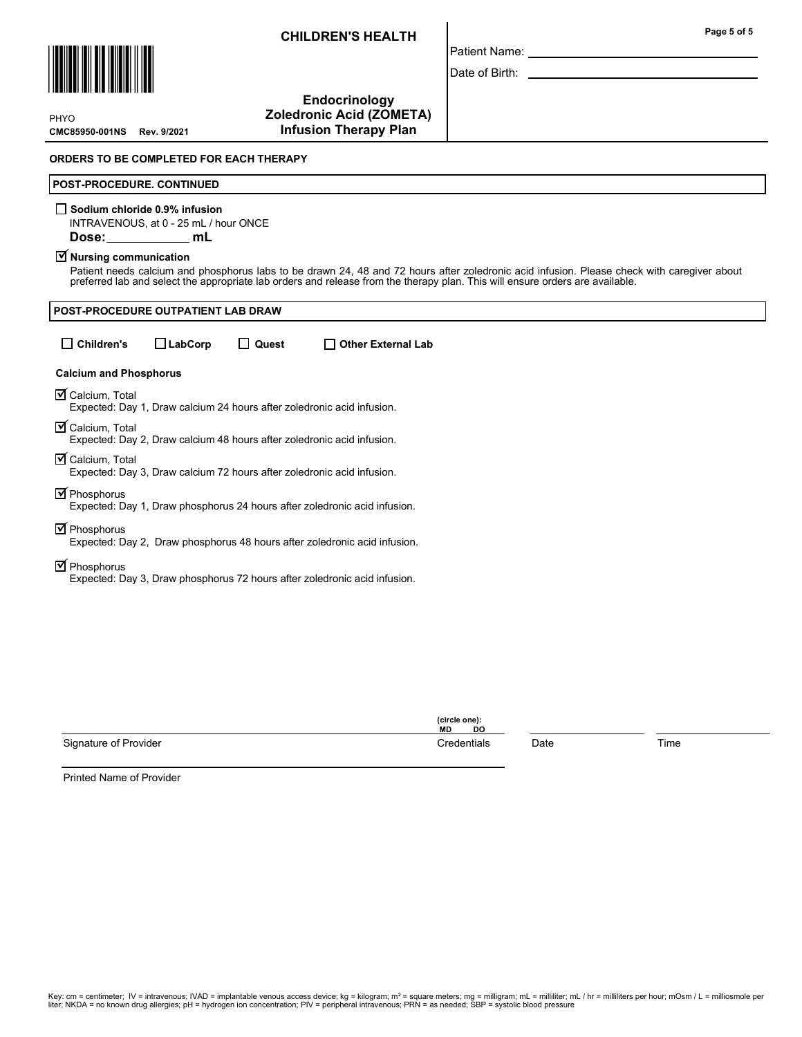CHILDREN'S HEALTH

Patient Name: \_\_\_\_\_\_\_\_\_\_\_\_\_\_\_\_\_\_\_\_

Date of Birth: \_\_\_\_\_\_\_\_\_\_\_\_\_\_\_\_\_\_\_\_

PHYO
CMC85950-001NS Rev. 9/2021

**Endocrinology**
**Zoledronic Acid (ZOMETA)**
**Infusion Therapy Plan**

**ORDERS TO BE COMPLETED FOR EACH THERAPY**

**POST-PROCEDURE. CONTINUED**

☐ **Sodium chloride 0.9% infusion**
INTRAVENOUS, at 0 - 25 mL / hour ONCE
**Dose:**\_\_\_\_\_\_\_\_\_\_ **mL**

☑ **Nursing communication**
Patient needs calcium and phosphorus labs to be drawn 24, 48 and 72 hours after zoledronic acid infusion. Please check with caregiver about preferred lab and select the appropriate lab orders and release from the therapy plan. This will ensure orders are available.

**POST-PROCEDURE OUTPATIENT LAB DRAW**

☐ **Children's** ☐ **LabCorp** ☐ **Quest** ☐ **Other External Lab**

**Calcium and Phosphorus**

☑ Calcium, Total
Expected: Day 1, Draw calcium 24 hours after zoledronic acid infusion.

☑ Calcium, Total
Expected: Day 2, Draw calcium 48 hours after zoledronic acid infusion.

☑ Calcium, Total
Expected: Day 3, Draw calcium 72 hours after zoledronic acid infusion.

☑ Phosphorus
Expected: Day 1, Draw phosphorus 24 hours after zoledronic acid infusion.

☑ Phosphorus
Expected: Day 2, Draw phosphorus 48 hours after zoledronic acid infusion.

☑ Phosphorus
Expected: Day 3, Draw phosphorus 72 hours after zoledronic acid infusion.

\_\_\_\_\_\_\_\_\_\_\_\_\_\_\_\_\_\_\_\_\_\_\_\_\_\_\_\_\_\_ (circle one): MD DO \_\_\_\_\_\_\_\_\_\_ \_\_\_\_\_\_\_\_\_\_
Signature of Provider Credentials Date Time

\_\_\_\_\_\_\_\_\_\_\_\_\_\_\_\_\_\_\_\_\_\_\_\_\_\_\_\_\_\_
Printed Name of Provider

Key: cm = centimeter; IV = intravenous; IVAD = implantable venous access device; kg = kilogram; m² = square meters; mg = milligram; mL = milliliter; mL / hr = milliliters per hour; mOsm / L = milliosmole per liter; NKDA = no known drug allergies; pH = hydrogen ion concentration; PIV = peripheral intravenous; PRN = as needed; SBP = systolic blood pressure